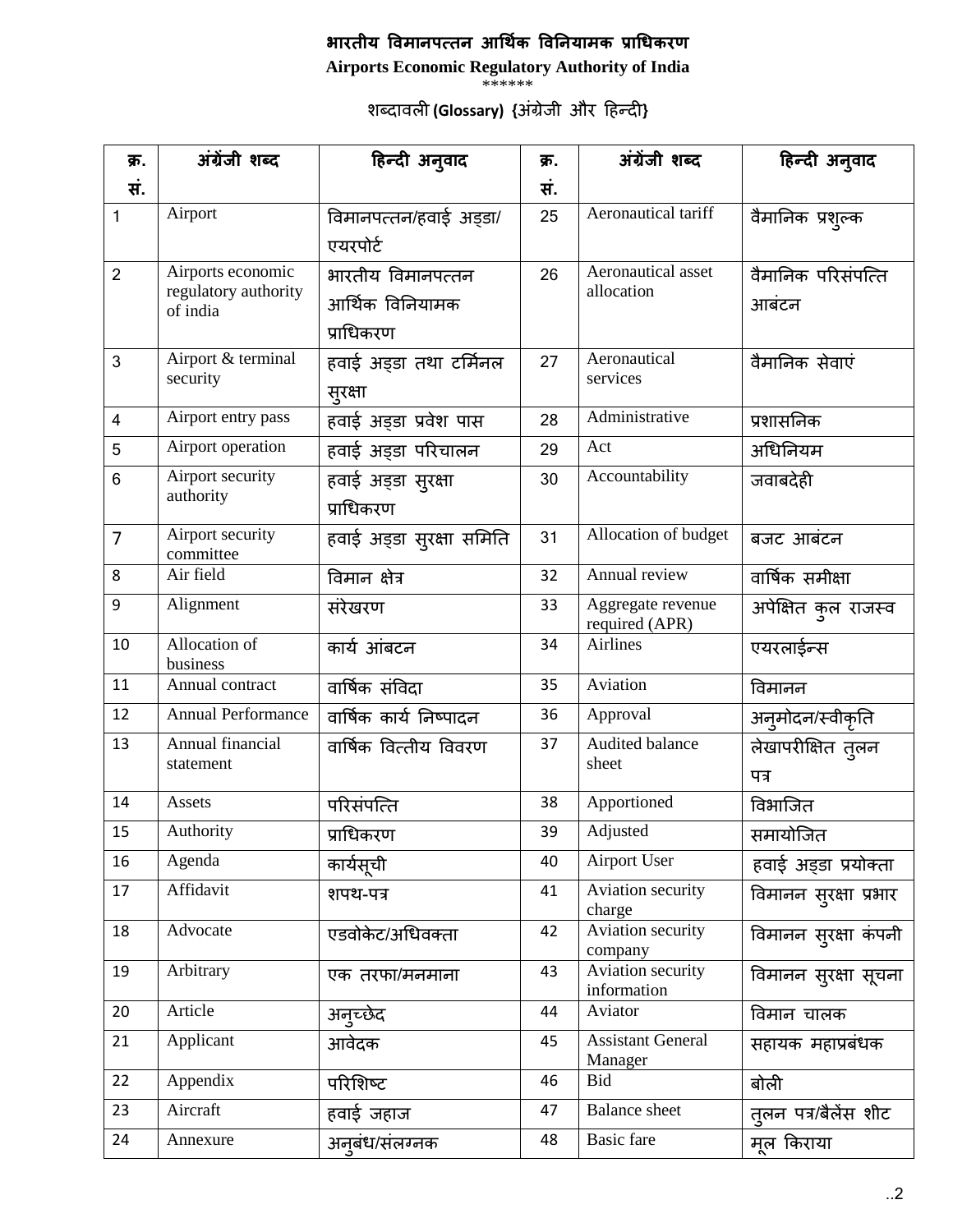# भारतीय विमानपत्तन आर्थिक विनियामक प्राधिकरण

**Airports Economic Regulatory Authority of India**

******

शब्दावली **(Glossary) {**अंग्रेजी और हिन्दी**}**

| क्र. सं. | अंग्रेजी शब्द | हिन्दी अनुवाद | क्र. सं. | अंग्रेजी शब्द | हिन्दी अनुवाद |
|---|---|---|---|---|---|
| 1 | Airport | विमानपत्तन/हवाई अड्डा/एयरपोर्ट | 25 | Aeronautical tariff | वैमानिक प्रशुल्क |
| 2 | Airports economic regulatory authority of india | भारतीय विमानपत्तन आर्थिक विनियामक प्राधिकरण | 26 | Aeronautical asset allocation | वैमानिक परिसंपत्ति आबंटन |
| 3 | Airport & terminal security | हवाई अड्डा तथा टर्मिनल सुरक्षा | 27 | Aeronautical services | वैमानिक सेवाएं |
| 4 | Airport entry pass | हवाई अड्डा प्रवेश पास | 28 | Administrative | प्रशासनिक |
| 5 | Airport operation | हवाई अड्डा परिचालन | 29 | Act | अधिनियम |
| 6 | Airport security authority | हवाई अड्डा सुरक्षा प्राधिकरण | 30 | Accountability | जवाबदेही |
| 7 | Airport security committee | हवाई अड्डा सुरक्षा समिति | 31 | Allocation of budget | बजट आबंटन |
| 8 | Air field | विमान क्षेत्र | 32 | Annual review | वार्षिक समीक्षा |
| 9 | Alignment | संरेखरण | 33 | Aggregate revenue required (APR) | अपेक्षित कुल राजस्व |
| 10 | Allocation of business | कार्य आंबटन | 34 | Airlines | एयरलाईन्स |
| 11 | Annual contract | वार्षिक संविदा | 35 | Aviation | विमानन |
| 12 | Annual Performance | वार्षिक कार्य निष्पादन | 36 | Approval | अनुमोदन/स्वीकृति |
| 13 | Annual financial statement | वार्षिक वित्तीय विवरण | 37 | Audited balance sheet | लेखापरीक्षित तुलन पत्र |
| 14 | Assets | परिसंपत्ति | 38 | Apportioned | विभाजित |
| 15 | Authority | प्राधिकरण | 39 | Adjusted | समायोजित |
| 16 | Agenda | कार्यसूची | 40 | Airport User | हवाई अड्डा प्रयोक्ता |
| 17 | Affidavit | शपथ-पत्र | 41 | Aviation security charge | विमानन सुरक्षा प्रभार |
| 18 | Advocate | एडवोकेट/अधिवक्ता | 42 | Aviation security company | विमानन सुरक्षा कंपनी |
| 19 | Arbitrary | एक तरफा/मनमाना | 43 | Aviation security information | विमानन सुरक्षा सूचना |
| 20 | Article | अनुच्छेद | 44 | Aviator | विमान चालक |
| 21 | Applicant | आवेदक | 45 | Assistant General Manager | सहायक महाप्रबंधक |
| 22 | Appendix | परिशिष्ट | 46 | Bid | बोली |
| 23 | Aircraft | हवाई जहाज | 47 | Balance sheet | तुलन पत्र/बैलेंस शीट |
| 24 | Annexure | अनुबंध/संलग्नक | 48 | Basic fare | मूल किराया |

..2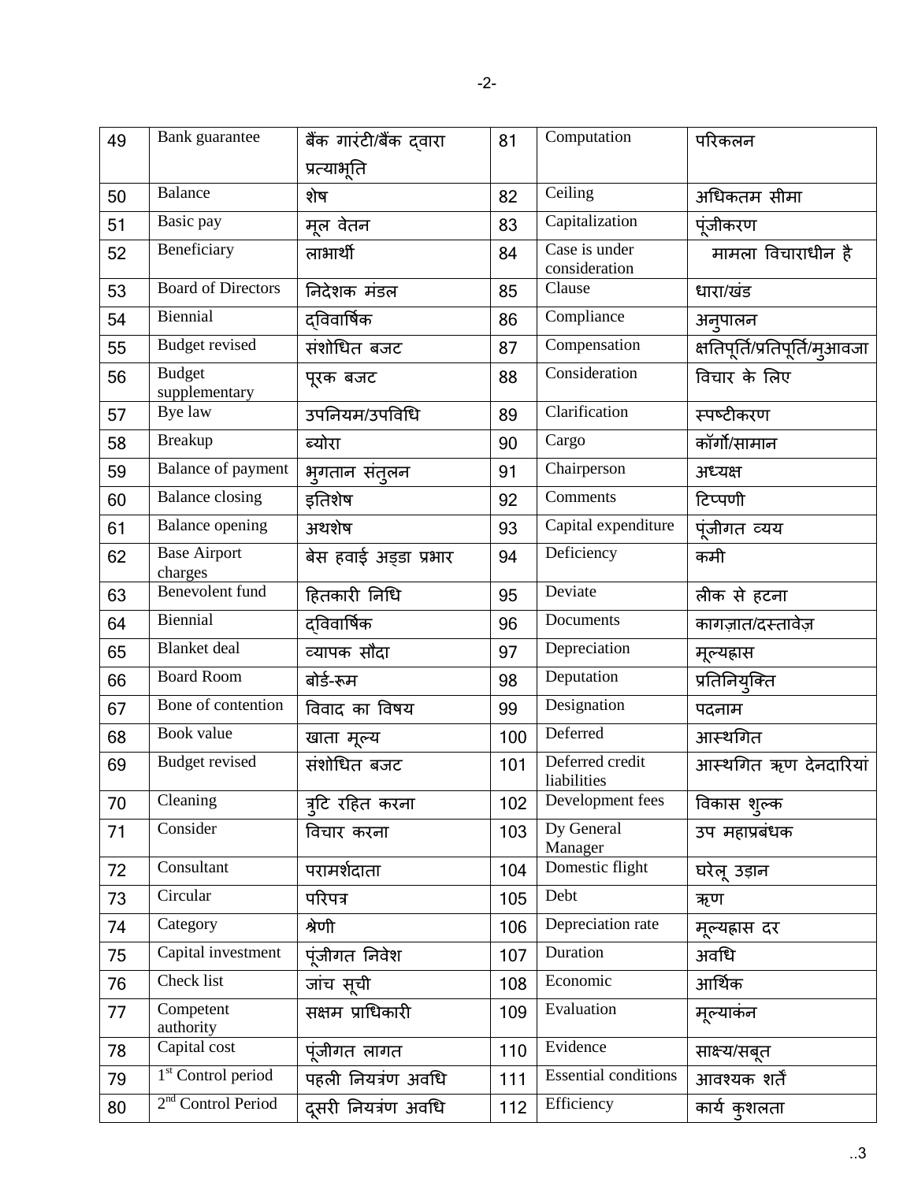| 49 | Bank guarantee | बैंक गारंटी/बैंक द्वारा प्रत्याभूति | 81 | Computation | परिकलन |
|---|---|---|---|---|---|
| 50 | Balance | शेष | 82 | Ceiling | अधिकतम सीमा |
| 51 | Basic pay | मूल वेतन | 83 | Capitalization | पूंजीकरण |
| 52 | Beneficiary | लाभार्थी | 84 | Case is under consideration | मामला विचाराधीन है |
| 53 | Board of Directors | निदेशक मंडल | 85 | Clause | धारा/खंड |
| 54 | Biennial | द्विवार्षिक | 86 | Compliance | अनुपालन |
| 55 | Budget revised | संशोधित बजट | 87 | Compensation | क्षतिपूर्ति/प्रतिपूर्ति/मुआवजा |
| 56 | Budget supplementary | पूरक बजट | 88 | Consideration | विचार के लिए |
| 57 | Bye law | उपनियम/उपविधि | 89 | Clarification | स्पष्टीकरण |
| 58 | Breakup | ब्योरा | 90 | Cargo | कॉर्गो/सामान |
| 59 | Balance of payment | भुगतान संतुलन | 91 | Chairperson | अध्यक्ष |
| 60 | Balance closing | इतिशेष | 92 | Comments | टिप्पणी |
| 61 | Balance opening | अथशेष | 93 | Capital expenditure | पूंजीगत व्यय |
| 62 | Base Airport charges | बेस हवाई अड्डा प्रभार | 94 | Deficiency | कमी |
| 63 | Benevolent fund | हितकारी निधि | 95 | Deviate | लीक से हटना |
| 64 | Biennial | द्विवार्षिक | 96 | Documents | कागज़ात/दस्तावेज़ |
| 65 | Blanket deal | व्यापक सौदा | 97 | Depreciation | मूल्यह्रास |
| 66 | Board Room | बोर्ड-रूम | 98 | Deputation | प्रतिनियुक्ति |
| 67 | Bone of contention | विवाद का विषय | 99 | Designation | पदनाम |
| 68 | Book value | खाता मूल्य | 100 | Deferred | आस्थगित |
| 69 | Budget revised | संशोधित बजट | 101 | Deferred credit liabilities | आस्थगित ऋण देनदारियां |
| 70 | Cleaning | त्रुटि रहित करना | 102 | Development fees | विकास शुल्क |
| 71 | Consider | विचार करना | 103 | Dy General Manager | उप महाप्रबंधक |
| 72 | Consultant | परामर्शदाता | 104 | Domestic flight | घरेलू उड़ान |
| 73 | Circular | परिपत्र | 105 | Debt | ऋण |
| 74 | Category | श्रेणी | 106 | Depreciation rate | मूल्यह्रास दर |
| 75 | Capital investment | पूंजीगत निवेश | 107 | Duration | अवधि |
| 76 | Check list | जांच सूची | 108 | Economic | आर्थिक |
| 77 | Competent authority | सक्षम प्राधिकारी | 109 | Evaluation | मूल्यांकन |
| 78 | Capital cost | पूंजीगत लागत | 110 | Evidence | साक्ष्य/सबूत |
| 79 | 1st Control period | पहली नियंत्रण अवधि | 111 | Essential conditions | आवश्यक शर्तें |
| 80 | 2nd Control Period | दूसरी नियंत्रण अवधि | 112 | Efficiency | कार्य कुशलता |

..3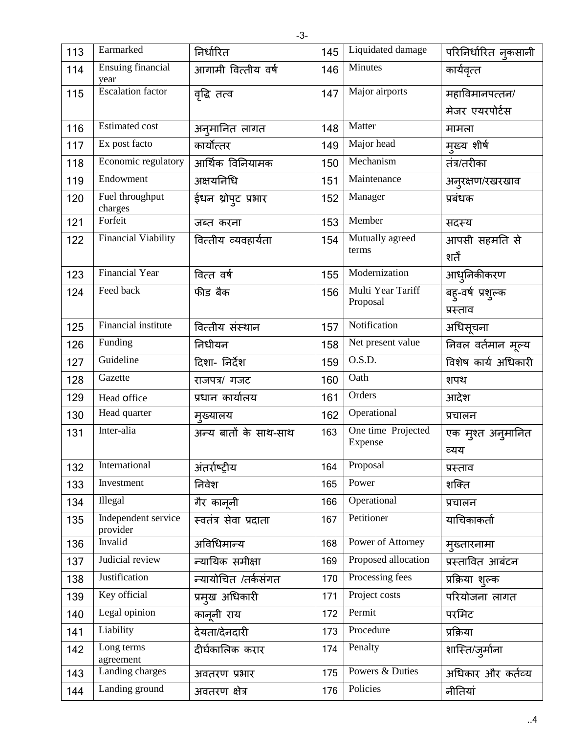| 113 | Earmarked | निर्धारित | 145 | Liquidated damage | परिनिर्धारित नुकसानी |
|---|---|---|---|---|---|
| 114 | Ensuing financial year | आगामी वित्तीय वर्ष | 146 | Minutes | कार्यवृत्त |
| 115 | Escalation factor | वृद्धि तत्व | 147 | Major airports | महाविमानपत्तन/ मेजर एयरपोर्टस |
| 116 | Estimated cost | अनुमानित लागत | 148 | Matter | मामला |
| 117 | Ex post facto | कार्योत्तर | 149 | Major head | मुख्य शीर्ष |
| 118 | Economic regulatory | आर्थिक विनियामक | 150 | Mechanism | तंत्र/तरीका |
| 119 | Endowment | अक्षयनिधि | 151 | Maintenance | अनुरक्षण/रखरखाव |
| 120 | Fuel throughput charges | ईधन थ्रोपुट प्रभार | 152 | Manager | प्रबंधक |
| 121 | Forfeit | जब्त करना | 153 | Member | सदस्य |
| 122 | Financial Viability | वित्तीय व्यवहार्यता | 154 | Mutually agreed terms | आपसी सहमति से शर्तें |
| 123 | Financial Year | वित्त वर्ष | 155 | Modernization | आधुनिकीकरण |
| 124 | Feed back | फीड बैक | 156 | Multi Year Tariff Proposal | बहु-वर्ष प्रशुल्क प्रस्ताव |
| 125 | Financial institute | वित्तीय संस्थान | 157 | Notification | अधिसूचना |
| 126 | Funding | निधीयन | 158 | Net present value | निवल वर्तमान मूल्य |
| 127 | Guideline | दिशा- निर्देश | 159 | O.S.D. | विशेष कार्य अधिकारी |
| 128 | Gazette | राजपत्र/ गजट | 160 | Oath | शपथ |
| 129 | Head office | प्रधान कार्यालय | 161 | Orders | आदेश |
| 130 | Head quarter | मुख्यालय | 162 | Operational | प्रचालन |
| 131 | Inter-alia | अन्य बातों के साथ-साथ | 163 | One time Projected Expense | एक मुश्त अनुमानित व्यय |
| 132 | International | अंतर्राष्ट्रीय | 164 | Proposal | प्रस्ताव |
| 133 | Investment | निवेश | 165 | Power | शक्ति |
| 134 | Illegal | गैर कानूनी | 166 | Operational | प्रचालन |
| 135 | Independent service provider | स्वतंत्र सेवा प्रदाता | 167 | Petitioner | याचिकाकर्ता |
| 136 | Invalid | अविधिमान्य | 168 | Power of Attorney | मुख्तारनामा |
| 137 | Judicial review | न्यायिक समीक्षा | 169 | Proposed allocation | प्रस्तावित आबंटन |
| 138 | Justification | न्यायोचित /तर्कसंगत | 170 | Processing fees | प्रक्रिया शुल्क |
| 139 | Key official | प्रमुख अधिकारी | 171 | Project costs | परियोजना लागत |
| 140 | Legal opinion | कानूनी राय | 172 | Permit | परमिट |
| 141 | Liability | देयता/देनदारी | 173 | Procedure | प्रक्रिया |
| 142 | Long terms agreement | दीर्घकालिक करार | 174 | Penalty | शास्ति/जुर्माना |
| 143 | Landing charges | अवतरण प्रभार | 175 | Powers & Duties | अधिकार और कर्तव्य |
| 144 | Landing ground | अवतरण क्षेत्र | 176 | Policies | नीतियां |

..4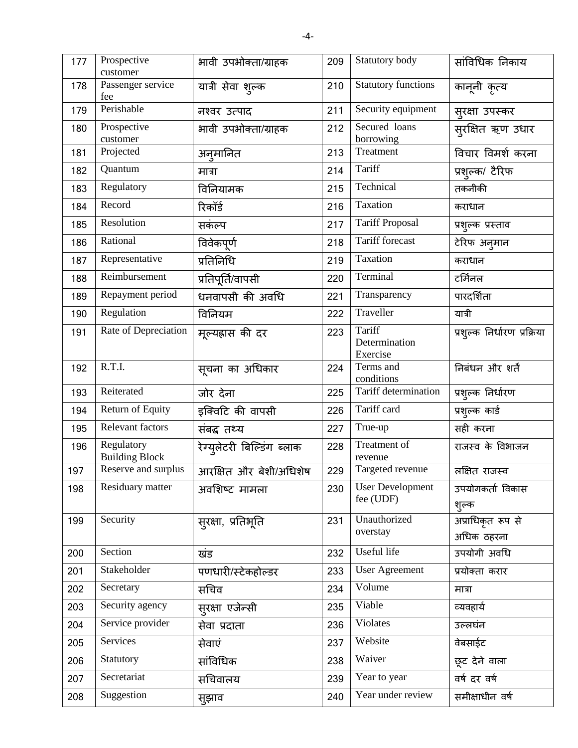| | | | | | |
|---|---|---|---|---|---|
| 177 | Prospective customer | भावी उपभोक्ता/ग्राहक | 209 | Statutory body | सांविधिक निकाय |
| 178 | Passenger service fee | यात्री सेवा शुल्क | 210 | Statutory functions | कानूनी कृत्य |
| 179 | Perishable | नश्वर उत्पाद | 211 | Security equipment | सुरक्षा उपस्कर |
| 180 | Prospective customer | भावी उपभोक्ता/ग्राहक | 212 | Secured loans borrowing | सुरक्षित ऋण उधार |
| 181 | Projected | अनुमानित | 213 | Treatment | विचार विमर्श करना |
| 182 | Quantum | मात्रा | 214 | Tariff | प्रशुल्क/ टैरिफ |
| 183 | Regulatory | विनियामक | 215 | Technical | तकनीकी |
| 184 | Record | रिकॉर्ड | 216 | Taxation | कराधान |
| 185 | Resolution | सकंल्प | 217 | Tariff Proposal | प्रशुल्क प्रस्ताव |
| 186 | Rational | विवेकपूर्ण | 218 | Tariff forecast | टेरिफ अनुमान |
| 187 | Representative | प्रतिनिधि | 219 | Taxation | कराधान |
| 188 | Reimbursement | प्रतिपूर्ति/वापसी | 220 | Terminal | टर्मिनल |
| 189 | Repayment period | धनवापसी की अवधि | 221 | Transparency | पारदर्शिता |
| 190 | Regulation | विनियम | 222 | Traveller | यात्री |
| 191 | Rate of Depreciation | मूल्यह्रास की दर | 223 | Tariff Determination Exercise | प्रशुल्क निर्धारण प्रक्रिया |
| 192 | R.T.I. | सूचना का अधिकार | 224 | Terms and conditions | निबंधन और शर्तें |
| 193 | Reiterated | जोर देना | 225 | Tariff determination | प्रशुल्क निर्धारण |
| 194 | Return of Equity | इक्विटि की वापसी | 226 | Tariff card | प्रशुल्क कार्ड |
| 195 | Relevant factors | संबद्ध तथ्य | 227 | True-up | सही करना |
| 196 | Regulatory Building Block | रेग्युलेटरी बिल्डिंग ब्लाक | 228 | Treatment of revenue | राजस्व के विभाजन |
| 197 | Reserve and surplus | आरक्षित और बेशी/अधिशेष | 229 | Targeted revenue | लक्षित राजस्व |
| 198 | Residuary matter | अवशिष्ट मामला | 230 | User Development fee (UDF) | उपयोगकर्ता विकास शुल्क |
| 199 | Security | सुरक्षा, प्रतिभूति | 231 | Unauthorized overstay | अप्राधिकृत रूप से अधिक ठहरना |
| 200 | Section | खंड | 232 | Useful life | उपयोगी अवधि |
| 201 | Stakeholder | पणधारी/स्टेकहोल्डर | 233 | User Agreement | प्रयोक्ता करार |
| 202 | Secretary | सचिव | 234 | Volume | मात्रा |
| 203 | Security agency | सुरक्षा एजेन्सी | 235 | Viable | व्यवहार्य |
| 204 | Service provider | सेवा प्रदाता | 236 | Violates | उल्लघंन |
| 205 | Services | सेवाएं | 237 | Website | वेबसाईट |
| 206 | Statutory | सांविधिक | 238 | Waiver | छूट देने वाला |
| 207 | Secretariat | सचिवालय | 239 | Year to year | वर्ष दर वर्ष |
| 208 | Suggestion | सुझाव | 240 | Year under review | समीक्षाधीन वर्ष |